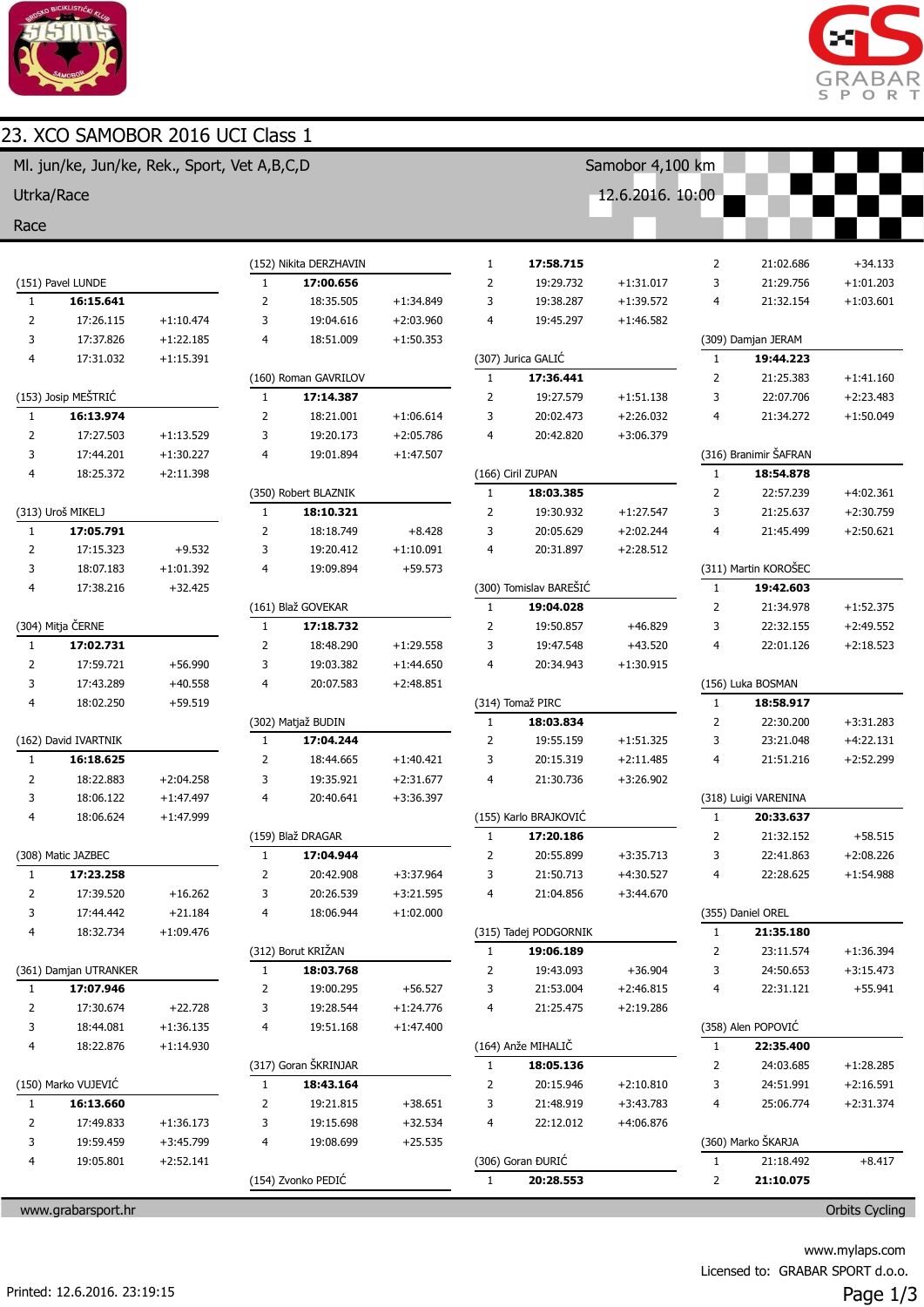# 23. XCO SAMOBOR 2016 UCI Class 1

Ml. jun/ke, Jun/ke, Rek., Sport, Vet A,B,C,D — Samobor 4,100 km

Utrka/Race — 12.6.2016. 10:00

Race

**(151) Pavel LUNDE**

| Lap | Time | Diff |
|---|---|---|
| 1 | **16:15.641** | |
| 2 | 17:26.115 | +1:10.474 |
| 3 | 17:37.826 | +1:22.185 |
| 4 | 17:31.032 | +1:15.391 |

**(153) Josip MEŠTRIĆ**

| Lap | Time | Diff |
|---|---|---|
| 1 | **16:13.974** | |
| 2 | 17:27.503 | +1:13.529 |
| 3 | 17:44.201 | +1:30.227 |
| 4 | 18:25.372 | +2:11.398 |

**(313) Uroš MIKELJ**

| Lap | Time | Diff |
|---|---|---|
| 1 | **17:05.791** | |
| 2 | 17:15.323 | +9.532 |
| 3 | 18:07.183 | +1:01.392 |
| 4 | 17:38.216 | +32.425 |

**(304) Mitja ČERNE**

| Lap | Time | Diff |
|---|---|---|
| 1 | **17:02.731** | |
| 2 | 17:59.721 | +56.990 |
| 3 | 17:43.289 | +40.558 |
| 4 | 18:02.250 | +59.519 |

**(162) David IVARTNIK**

| Lap | Time | Diff |
|---|---|---|
| 1 | **16:18.625** | |
| 2 | 18:22.883 | +2:04.258 |
| 3 | 18:06.122 | +1:47.497 |
| 4 | 18:06.624 | +1:47.999 |

**(308) Matic JAZBEC**

| Lap | Time | Diff |
|---|---|---|
| 1 | **17:23.258** | |
| 2 | 17:39.520 | +16.262 |
| 3 | 17:44.442 | +21.184 |
| 4 | 18:32.734 | +1:09.476 |

**(361) Damjan UTRANKER**

| Lap | Time | Diff |
|---|---|---|
| 1 | **17:07.946** | |
| 2 | 17:30.674 | +22.728 |
| 3 | 18:44.081 | +1:36.135 |
| 4 | 18:22.876 | +1:14.930 |

**(150) Marko VUJEVIĆ**

| Lap | Time | Diff |
|---|---|---|
| 1 | **16:13.660** | |
| 2 | 17:49.833 | +1:36.173 |
| 3 | 19:59.459 | +3:45.799 |
| 4 | 19:05.801 | +2:52.141 |

**(152) Nikita DERZHAVIN**

| Lap | Time | Diff |
|---|---|---|
| 1 | **17:00.656** | |
| 2 | 18:35.505 | +1:34.849 |
| 3 | 19:04.616 | +2:03.960 |
| 4 | 18:51.009 | +1:50.353 |

**(160) Roman GAVRILOV**

| Lap | Time | Diff |
|---|---|---|
| 1 | **17:14.387** | |
| 2 | 18:21.001 | +1:06.614 |
| 3 | 19:20.173 | +2:05.786 |
| 4 | 19:01.894 | +1:47.507 |

**(350) Robert BLAZNIK**

| Lap | Time | Diff |
|---|---|---|
| 1 | **18:10.321** | |
| 2 | 18:18.749 | +8.428 |
| 3 | 19:20.412 | +1:10.091 |
| 4 | 19:09.894 | +59.573 |

**(161) Blaž GOVEKAR**

| Lap | Time | Diff |
|---|---|---|
| 1 | **17:18.732** | |
| 2 | 18:48.290 | +1:29.558 |
| 3 | 19:03.382 | +1:44.650 |
| 4 | 20:07.583 | +2:48.851 |

**(302) Matjaž BUDIN**

| Lap | Time | Diff |
|---|---|---|
| 1 | **17:04.244** | |
| 2 | 18:44.665 | +1:40.421 |
| 3 | 19:35.921 | +2:31.677 |
| 4 | 20:40.641 | +3:36.397 |

**(159) Blaž DRAGAR**

| Lap | Time | Diff |
|---|---|---|
| 1 | **17:04.944** | |
| 2 | 20:42.908 | +3:37.964 |
| 3 | 20:26.539 | +3:21.595 |
| 4 | 18:06.944 | +1:02.000 |

**(312) Borut KRIŽAN**

| Lap | Time | Diff |
|---|---|---|
| 1 | **18:03.768** | |
| 2 | 19:00.295 | +56.527 |
| 3 | 19:28.544 | +1:24.776 |
| 4 | 19:51.168 | +1:47.400 |

**(317) Goran ŠKRINJAR**

| Lap | Time | Diff |
|---|---|---|
| 1 | **18:43.164** | |
| 2 | 19:21.815 | +38.651 |
| 3 | 19:15.698 | +32.534 |
| 4 | 19:08.699 | +25.535 |

**(154) Zvonko PEDIĆ**

| Lap | Time | Diff |
|---|---|---|
| 1 | **17:58.715** | |
| 2 | 19:29.732 | +1:31.017 |
| 3 | 19:38.287 | +1:39.572 |
| 4 | 19:45.297 | +1:46.582 |

**(307) Jurica GALIĆ**

| Lap | Time | Diff |
|---|---|---|
| 1 | **17:36.441** | |
| 2 | 19:27.579 | +1:51.138 |
| 3 | 20:02.473 | +2:26.032 |
| 4 | 20:42.820 | +3:06.379 |

**(166) Ciril ZUPAN**

| Lap | Time | Diff |
|---|---|---|
| 1 | **18:03.385** | |
| 2 | 19:30.932 | +1:27.547 |
| 3 | 20:05.629 | +2:02.244 |
| 4 | 20:31.897 | +2:28.512 |

**(300) Tomislav BAREŠIĆ**

| Lap | Time | Diff |
|---|---|---|
| 1 | **19:04.028** | |
| 2 | 19:50.857 | +46.829 |
| 3 | 19:47.548 | +43.520 |
| 4 | 20:34.943 | +1:30.915 |

**(314) Tomaž PIRC**

| Lap | Time | Diff |
|---|---|---|
| 1 | **18:03.834** | |
| 2 | 19:55.159 | +1:51.325 |
| 3 | 20:15.319 | +2:11.485 |
| 4 | 21:30.736 | +3:26.902 |

**(155) Karlo BRAJKOVIĆ**

| Lap | Time | Diff |
|---|---|---|
| 1 | **17:20.186** | |
| 2 | 20:55.899 | +3:35.713 |
| 3 | 21:50.713 | +4:30.527 |
| 4 | 21:04.856 | +3:44.670 |

**(315) Tadej PODGORNIK**

| Lap | Time | Diff |
|---|---|---|
| 1 | **19:06.189** | |
| 2 | 19:43.093 | +36.904 |
| 3 | 21:53.004 | +2:46.815 |
| 4 | 21:25.475 | +2:19.286 |

**(164) Anže MIHALIČ**

| Lap | Time | Diff |
|---|---|---|
| 1 | **18:05.136** | |
| 2 | 20:15.946 | +2:10.810 |
| 3 | 21:48.919 | +3:43.783 |
| 4 | 22:12.012 | +4:06.876 |

**(306) Goran ĐURIĆ**

| Lap | Time | Diff |
|---|---|---|
| 1 | **20:28.553** | |
| 2 | 21:02.686 | +34.133 |
| 3 | 21:29.756 | +1:01.203 |
| 4 | 21:32.154 | +1:03.601 |

**(309) Damjan JERAM**

| Lap | Time | Diff |
|---|---|---|
| 1 | **19:44.223** | |
| 2 | 21:25.383 | +1:41.160 |
| 3 | 22:07.706 | +2:23.483 |
| 4 | 21:34.272 | +1:50.049 |

**(316) Branimir ŠAFRAN**

| Lap | Time | Diff |
|---|---|---|
| 1 | **18:54.878** | |
| 2 | 22:57.239 | +4:02.361 |
| 3 | 21:25.637 | +2:30.759 |
| 4 | 21:45.499 | +2:50.621 |

**(311) Martin KOROŠEC**

| Lap | Time | Diff |
|---|---|---|
| 1 | **19:42.603** | |
| 2 | 21:34.978 | +1:52.375 |
| 3 | 22:32.155 | +2:49.552 |
| 4 | 22:01.126 | +2:18.523 |

**(156) Luka BOSMAN**

| Lap | Time | Diff |
|---|---|---|
| 1 | **18:58.917** | |
| 2 | 22:30.200 | +3:31.283 |
| 3 | 23:21.048 | +4:22.131 |
| 4 | 21:51.216 | +2:52.299 |

**(318) Luigi VARENINA**

| Lap | Time | Diff |
|---|---|---|
| 1 | **20:33.637** | |
| 2 | 21:32.152 | +58.515 |
| 3 | 22:41.863 | +2:08.226 |
| 4 | 22:28.625 | +1:54.988 |

**(355) Daniel OREL**

| Lap | Time | Diff |
|---|---|---|
| 1 | **21:35.180** | |
| 2 | 23:11.574 | +1:36.394 |
| 3 | 24:50.653 | +3:15.473 |
| 4 | 22:31.121 | +55.941 |

**(358) Alen POPOVIĆ**

| Lap | Time | Diff |
|---|---|---|
| 1 | **22:35.400** | |
| 2 | 24:03.685 | +1:28.285 |
| 3 | 24:51.991 | +2:16.591 |
| 4 | 25:06.774 | +2:31.374 |

**(360) Marko ŠKARJA**

| Lap | Time | Diff |
|---|---|---|
| 1 | 21:18.492 | +8.417 |
| 2 | **21:10.075** | |

www.grabarsport.hr — Orbits Cycling

www.mylaps.com

Licensed to: GRABAR SPORT d.o.o.

Printed: 12.6.2016. 23:19:15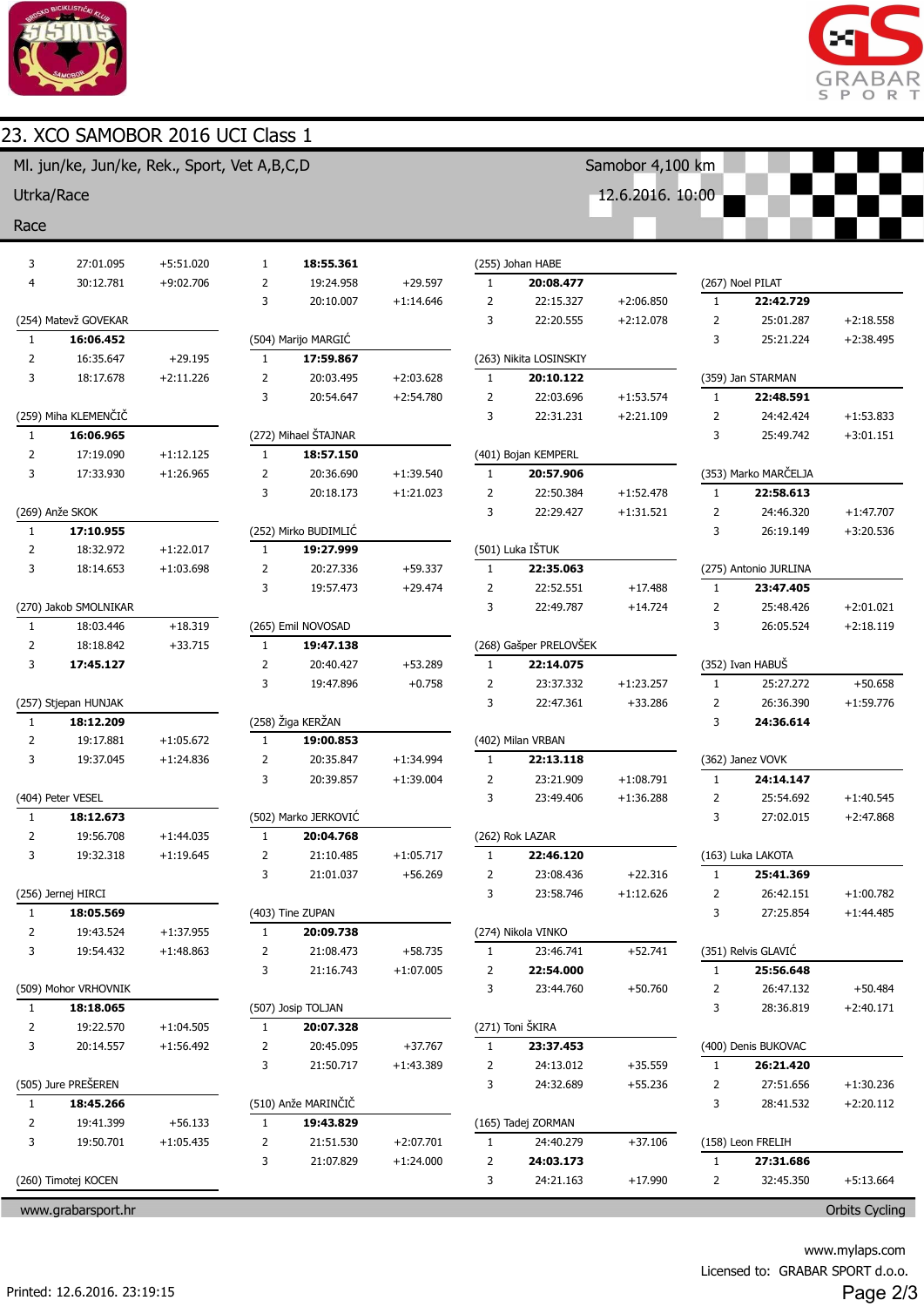# 23. XCO SAMOBOR 2016 UCI Class 1

Ml. jun/ke, Jun/ke, Rek., Sport, Vet A,B,C,D — Samobor 4,100 km

Utrka/Race — 12.6.2016. 10:00

Race

| Lap | Time | Diff |
|---|---|---|
| 3 | 27:01.095 | +5:51.020 |
| 4 | 30:12.781 | +9:02.706 |

(254) Matevž GOVEKAR

| Lap | Time | Diff |
|---|---|---|
| 1 | **16:06.452** | |
| 2 | 16:35.647 | +29.195 |
| 3 | 18:17.678 | +2:11.226 |

(259) Miha KLEMENČIČ

| Lap | Time | Diff |
|---|---|---|
| 1 | **16:06.965** | |
| 2 | 17:19.090 | +1:12.125 |
| 3 | 17:33.930 | +1:26.965 |

(269) Anže SKOK

| Lap | Time | Diff |
|---|---|---|
| 1 | **17:10.955** | |
| 2 | 18:32.972 | +1:22.017 |
| 3 | 18:14.653 | +1:03.698 |

(270) Jakob SMOLNIKAR

| Lap | Time | Diff |
|---|---|---|
| 1 | 18:03.446 | +18.319 |
| 2 | 18:18.842 | +33.715 |
| 3 | **17:45.127** | |

(257) Stjepan HUNJAK

| Lap | Time | Diff |
|---|---|---|
| 1 | **18:12.209** | |
| 2 | 19:17.881 | +1:05.672 |
| 3 | 19:37.045 | +1:24.836 |

(404) Peter VESEL

| Lap | Time | Diff |
|---|---|---|
| 1 | **18:12.673** | |
| 2 | 19:56.708 | +1:44.035 |
| 3 | 19:32.318 | +1:19.645 |

(256) Jernej HIRCI

| Lap | Time | Diff |
|---|---|---|
| 1 | **18:05.569** | |
| 2 | 19:43.524 | +1:37.955 |
| 3 | 19:54.432 | +1:48.863 |

(509) Mohor VRHOVNIK

| Lap | Time | Diff |
|---|---|---|
| 1 | **18:18.065** | |
| 2 | 19:22.570 | +1:04.505 |
| 3 | 20:14.557 | +1:56.492 |

(505) Jure PREŠEREN

| Lap | Time | Diff |
|---|---|---|
| 1 | **18:45.266** | |
| 2 | 19:41.399 | +56.133 |
| 3 | 19:50.701 | +1:05.435 |

(260) Timotej KOCEN

| Lap | Time | Diff |
|---|---|---|
| 1 | **18:55.361** | |
| 2 | 19:24.958 | +29.597 |
| 3 | 20:10.007 | +1:14.646 |

(504) Marijo MARGIĆ

| Lap | Time | Diff |
|---|---|---|
| 1 | **17:59.867** | |
| 2 | 20:03.495 | +2:03.628 |
| 3 | 20:54.647 | +2:54.780 |

(272) Mihael ŠTAJNAR

| Lap | Time | Diff |
|---|---|---|
| 1 | **18:57.150** | |
| 2 | 20:36.690 | +1:39.540 |
| 3 | 20:18.173 | +1:21.023 |

(252) Mirko BUDIMLIĆ

| Lap | Time | Diff |
|---|---|---|
| 1 | **19:27.999** | |
| 2 | 20:27.336 | +59.337 |
| 3 | 19:57.473 | +29.474 |

(265) Emil NOVOSAD

| Lap | Time | Diff |
|---|---|---|
| 1 | **19:47.138** | |
| 2 | 20:40.427 | +53.289 |
| 3 | 19:47.896 | +0.758 |

(258) Žiga KERŽAN

| Lap | Time | Diff |
|---|---|---|
| 1 | **19:00.853** | |
| 2 | 20:35.847 | +1:34.994 |
| 3 | 20:39.857 | +1:39.004 |

(502) Marko JERKOVIĆ

| Lap | Time | Diff |
|---|---|---|
| 1 | **20:04.768** | |
| 2 | 21:10.485 | +1:05.717 |
| 3 | 21:01.037 | +56.269 |

(403) Tine ZUPAN

| Lap | Time | Diff |
|---|---|---|
| 1 | **20:09.738** | |
| 2 | 21:08.473 | +58.735 |
| 3 | 21:16.743 | +1:07.005 |

(507) Josip TOLJAN

| Lap | Time | Diff |
|---|---|---|
| 1 | **20:07.328** | |
| 2 | 20:45.095 | +37.767 |
| 3 | 21:50.717 | +1:43.389 |

(510) Anže MARINČIČ

| Lap | Time | Diff |
|---|---|---|
| 1 | **19:43.829** | |
| 2 | 21:51.530 | +2:07.701 |
| 3 | 21:07.829 | +1:24.000 |

(255) Johan HABE

| Lap | Time | Diff |
|---|---|---|
| 1 | **20:08.477** | |
| 2 | 22:15.327 | +2:06.850 |
| 3 | 22:20.555 | +2:12.078 |

(263) Nikita LOSINSKIY

| Lap | Time | Diff |
|---|---|---|
| 1 | **20:10.122** | |
| 2 | 22:03.696 | +1:53.574 |
| 3 | 22:31.231 | +2:21.109 |

(401) Bojan KEMPERL

| Lap | Time | Diff |
|---|---|---|
| 1 | **20:57.906** | |
| 2 | 22:50.384 | +1:52.478 |
| 3 | 22:29.427 | +1:31.521 |

(501) Luka IŠTUK

| Lap | Time | Diff |
|---|---|---|
| 1 | **22:35.063** | |
| 2 | 22:52.551 | +17.488 |
| 3 | 22:49.787 | +14.724 |

(268) Gašper PRELOVŠEK

| Lap | Time | Diff |
|---|---|---|
| 1 | **22:14.075** | |
| 2 | 23:37.332 | +1:23.257 |
| 3 | 22:47.361 | +33.286 |

(402) Milan VRBAN

| Lap | Time | Diff |
|---|---|---|
| 1 | **22:13.118** | |
| 2 | 23:21.909 | +1:08.791 |
| 3 | 23:49.406 | +1:36.288 |

(262) Rok LAZAR

| Lap | Time | Diff |
|---|---|---|
| 1 | **22:46.120** | |
| 2 | 23:08.436 | +22.316 |
| 3 | 23:58.746 | +1:12.626 |

(274) Nikola VINKO

| Lap | Time | Diff |
|---|---|---|
| 1 | 23:46.741 | +52.741 |
| 2 | **22:54.000** | |
| 3 | 23:44.760 | +50.760 |

(271) Toni ŠKIRA

| Lap | Time | Diff |
|---|---|---|
| 1 | **23:37.453** | |
| 2 | 24:13.012 | +35.559 |
| 3 | 24:32.689 | +55.236 |

(165) Tadej ZORMAN

| Lap | Time | Diff |
|---|---|---|
| 1 | 24:40.279 | +37.106 |
| 2 | **24:03.173** | |
| 3 | 24:21.163 | +17.990 |

(267) Noel PILAT

| Lap | Time | Diff |
|---|---|---|
| 1 | **22:42.729** | |
| 2 | 25:01.287 | +2:18.558 |
| 3 | 25:21.224 | +2:38.495 |

(359) Jan STARMAN

| Lap | Time | Diff |
|---|---|---|
| 1 | **22:48.591** | |
| 2 | 24:42.424 | +1:53.833 |
| 3 | 25:49.742 | +3:01.151 |

(353) Marko MARČELJA

| Lap | Time | Diff |
|---|---|---|
| 1 | **22:58.613** | |
| 2 | 24:46.320 | +1:47.707 |
| 3 | 26:19.149 | +3:20.536 |

(275) Antonio JURLINA

| Lap | Time | Diff |
|---|---|---|
| 1 | **23:47.405** | |
| 2 | 25:48.426 | +2:01.021 |
| 3 | 26:05.524 | +2:18.119 |

(352) Ivan HABUŠ

| Lap | Time | Diff |
|---|---|---|
| 1 | 25:27.272 | +50.658 |
| 2 | 26:36.390 | +1:59.776 |
| 3 | **24:36.614** | |

(362) Janez VOVK

| Lap | Time | Diff |
|---|---|---|
| 1 | **24:14.147** | |
| 2 | 25:54.692 | +1:40.545 |
| 3 | 27:02.015 | +2:47.868 |

(163) Luka LAKOTA

| Lap | Time | Diff |
|---|---|---|
| 1 | **25:41.369** | |
| 2 | 26:42.151 | +1:00.782 |
| 3 | 27:25.854 | +1:44.485 |

(351) Relvis GLAVIĆ

| Lap | Time | Diff |
|---|---|---|
| 1 | **25:56.648** | |
| 2 | 26:47.132 | +50.484 |
| 3 | 28:36.819 | +2:40.171 |

(400) Denis BUKOVAC

| Lap | Time | Diff |
|---|---|---|
| 1 | **26:21.420** | |
| 2 | 27:51.656 | +1:30.236 |
| 3 | 28:41.532 | +2:20.112 |

(158) Leon FRELIH

| Lap | Time | Diff |
|---|---|---|
| 1 | **27:31.686** | |
| 2 | 32:45.350 | +5:13.664 |

www.grabarsport.hr — Orbits Cycling

www.mylaps.com

Licensed to: GRABAR SPORT d.o.o.

Printed: 12.6.2016. 23:19:15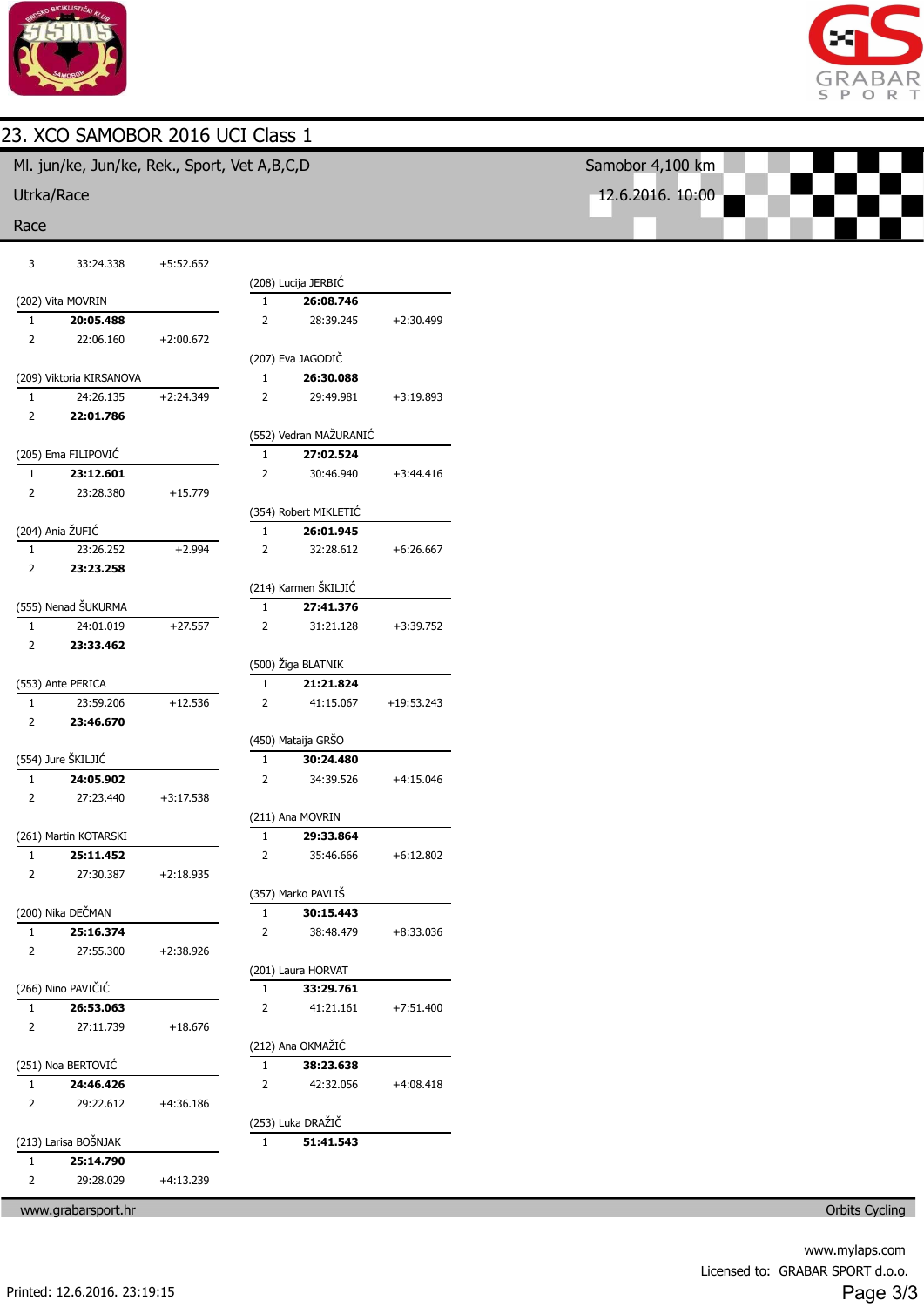# 23. XCO SAMOBOR 2016 UCI Class 1

Ml. jun/ke, Jun/ke, Rek., Sport, Vet A,B,C,D

Utrka/Race

Race

Samobor 4,100 km

12.6.2016. 10:00

| | | |
|---|---|---|
| 3 | 33:24.338 | +5:52.652 |

(202) Vita MOVRIN

| | | |
|---|---|---|
| 1 | **20:05.488** | |
| 2 | 22:06.160 | +2:00.672 |

(209) Viktoria KIRSANOVA

| | | |
|---|---|---|
| 1 | 24:26.135 | +2:24.349 |
| 2 | **22:01.786** | |

(205) Ema FILIPOVIĆ

| | | |
|---|---|---|
| 1 | **23:12.601** | |
| 2 | 23:28.380 | +15.779 |

(204) Ania ŽUFIĆ

| | | |
|---|---|---|
| 1 | 23:26.252 | +2.994 |
| 2 | **23:23.258** | |

(555) Nenad ŠUKURMA

| | | |
|---|---|---|
| 1 | 24:01.019 | +27.557 |
| 2 | **23:33.462** | |

(553) Ante PERICA

| | | |
|---|---|---|
| 1 | 23:59.206 | +12.536 |
| 2 | **23:46.670** | |

(554) Jure ŠKILJIĆ

| | | |
|---|---|---|
| 1 | **24:05.902** | |
| 2 | 27:23.440 | +3:17.538 |

(261) Martin KOTARSKI

| | | |
|---|---|---|
| 1 | **25:11.452** | |
| 2 | 27:30.387 | +2:18.935 |

(200) Nika DEČMAN

| | | |
|---|---|---|
| 1 | **25:16.374** | |
| 2 | 27:55.300 | +2:38.926 |

(266) Nino PAVIČIĆ

| | | |
|---|---|---|
| 1 | **26:53.063** | |
| 2 | 27:11.739 | +18.676 |

(251) Noa BERTOVIĆ

| | | |
|---|---|---|
| 1 | **24:46.426** | |
| 2 | 29:22.612 | +4:36.186 |

(213) Larisa BOŠNJAK

| | | |
|---|---|---|
| 1 | **25:14.790** | |
| 2 | 29:28.029 | +4:13.239 |

(208) Lucija JERBIĆ

| | | |
|---|---|---|
| 1 | **26:08.746** | |
| 2 | 28:39.245 | +2:30.499 |

(207) Eva JAGODIČ

| | | |
|---|---|---|
| 1 | **26:30.088** | |
| 2 | 29:49.981 | +3:19.893 |

(552) Vedran MAŽURANIĆ

| | | |
|---|---|---|
| 1 | **27:02.524** | |
| 2 | 30:46.940 | +3:44.416 |

(354) Robert MIKLETIĆ

| | | |
|---|---|---|
| 1 | **26:01.945** | |
| 2 | 32:28.612 | +6:26.667 |

(214) Karmen ŠKILJIĆ

| | | |
|---|---|---|
| 1 | **27:41.376** | |
| 2 | 31:21.128 | +3:39.752 |

(500) Žiga BLATNIK

| | | |
|---|---|---|
| 1 | **21:21.824** | |
| 2 | 41:15.067 | +19:53.243 |

(450) Mataija GRŠO

| | | |
|---|---|---|
| 1 | **30:24.480** | |
| 2 | 34:39.526 | +4:15.046 |

(211) Ana MOVRIN

| | | |
|---|---|---|
| 1 | **29:33.864** | |
| 2 | 35:46.666 | +6:12.802 |

(357) Marko PAVLIŠ

| | | |
|---|---|---|
| 1 | **30:15.443** | |
| 2 | 38:48.479 | +8:33.036 |

(201) Laura HORVAT

| | | |
|---|---|---|
| 1 | **33:29.761** | |
| 2 | 41:21.161 | +7:51.400 |

(212) Ana OKMAŽIĆ

| | | |
|---|---|---|
| 1 | **38:23.638** | |
| 2 | 42:32.056 | +4:08.418 |

(253) Luka DRAŽIČ

| | | |
|---|---|---|
| 1 | **51:41.543** | |

www.grabarsport.hr

Orbits Cycling

www.mylaps.com

Licensed to: GRABAR SPORT d.o.o.

Printed: 12.6.2016. 23:19:15